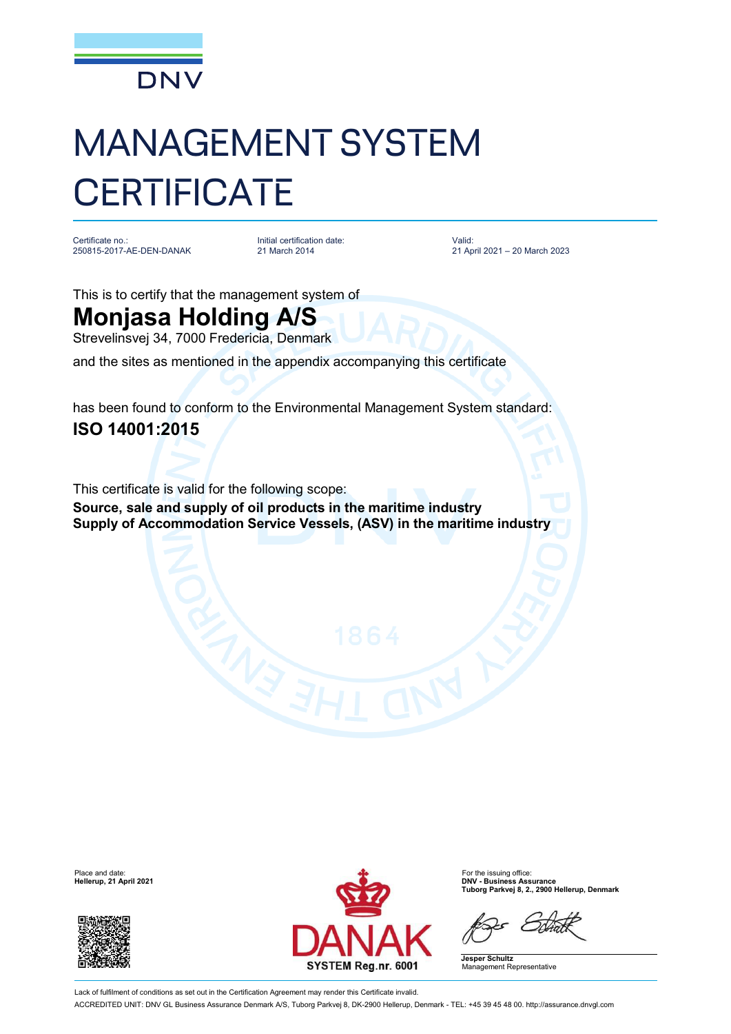DNV

# MANAGEMENT SYSTEM CERTIFICATE

| Certificate no.: | Initial certification date: | Valid: |
| --- | --- | --- |
| 250815-2017-AE-DEN-DANAK | 21 March 2014 | 21 April 2021 – 20 March 2023 |

This is to certify that the management system of

## Monjasa Holding A/S

Strevelinsvej 34, 7000 Fredericia, Denmark

and the sites as mentioned in the appendix accompanying this certificate

has been found to conform to the Environmental Management System standard:

## ISO 14001:2015

This certificate is valid for the following scope:

**Source, sale and supply of oil products in the maritime industry**
**Supply of Accommodation Service Vessels, (ASV) in the maritime industry**

Place and date:
**Hellerup, 21 April 2021**

DANAK
SYSTEM Reg.nr. 6001

For the issuing office:
**DNV - Business Assurance**
**Tuborg Parkvej 8, 2., 2900 Hellerup, Denmark**

**Jesper Schultz**
Management Representative

Lack of fulfilment of conditions as set out in the Certification Agreement may render this Certificate invalid.

ACCREDITED UNIT: DNV GL Business Assurance Denmark A/S, Tuborg Parkvej 8, DK-2900 Hellerup, Denmark - TEL: +45 39 45 48 00. http://assurance.dnvgl.com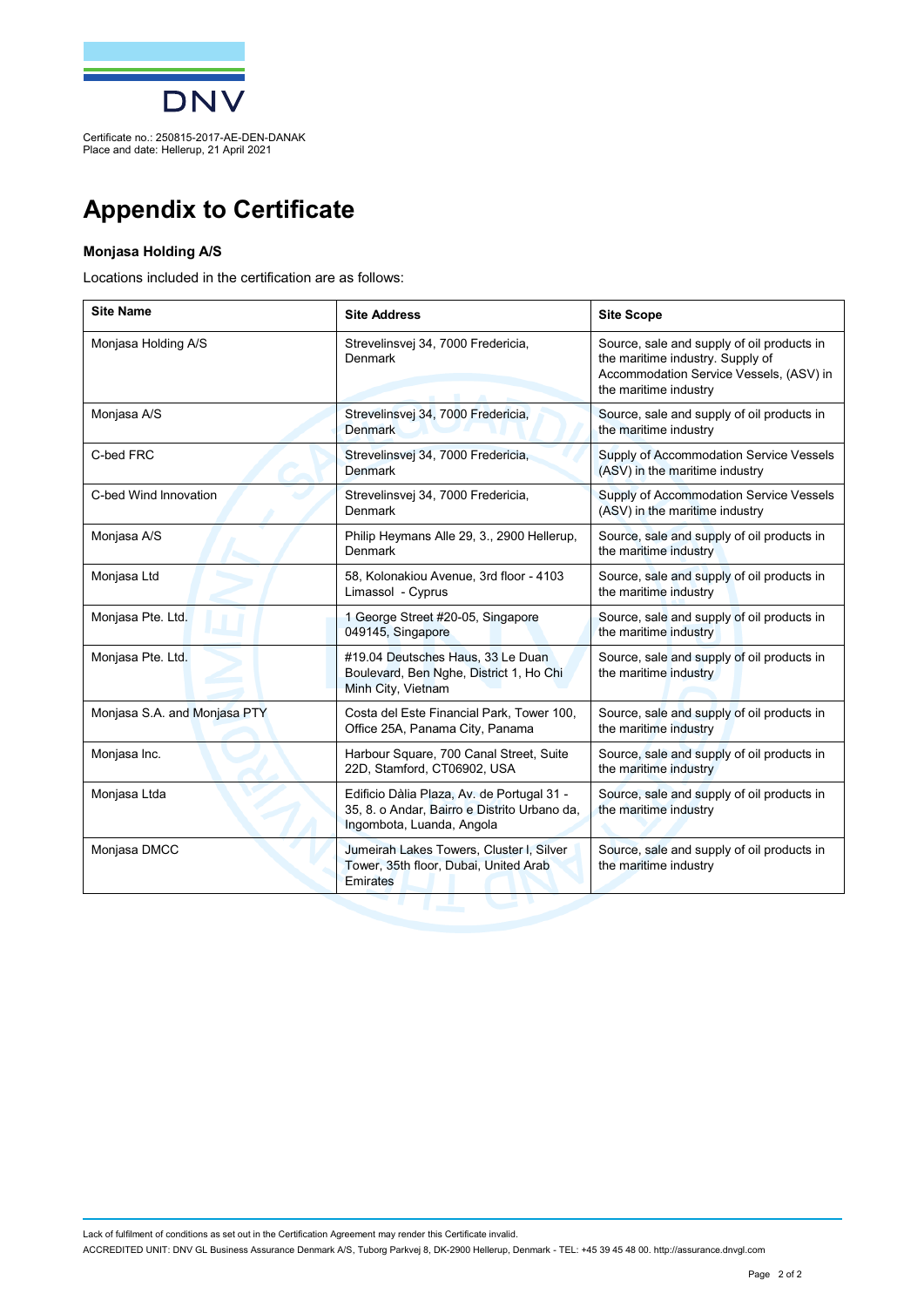Certificate no.: 250815-2017-AE-DEN-DANAK
Place and date: Hellerup, 21 April 2021

# Appendix to Certificate

**Monjasa Holding A/S**

Locations included in the certification are as follows:

| Site Name | Site Address | Site Scope |
|---|---|---|
| Monjasa Holding A/S | Strevelinsvej 34, 7000 Fredericia, Denmark | Source, sale and supply of oil products in the maritime industry. Supply of Accommodation Service Vessels, (ASV) in the maritime industry |
| Monjasa A/S | Strevelinsvej 34, 7000 Fredericia, Denmark | Source, sale and supply of oil products in the maritime industry |
| C-bed FRC | Strevelinsvej 34, 7000 Fredericia, Denmark | Supply of Accommodation Service Vessels (ASV) in the maritime industry |
| C-bed Wind Innovation | Strevelinsvej 34, 7000 Fredericia, Denmark | Supply of Accommodation Service Vessels (ASV) in the maritime industry |
| Monjasa A/S | Philip Heymans Alle 29, 3., 2900 Hellerup, Denmark | Source, sale and supply of oil products in the maritime industry |
| Monjasa Ltd | 58, Kolonakiou Avenue, 3rd floor - 4103 Limassol - Cyprus | Source, sale and supply of oil products in the maritime industry |
| Monjasa Pte. Ltd. | 1 George Street #20-05, Singapore 049145, Singapore | Source, sale and supply of oil products in the maritime industry |
| Monjasa Pte. Ltd. | #19.04 Deutsches Haus, 33 Le Duan Boulevard, Ben Nghe, District 1, Ho Chi Minh City, Vietnam | Source, sale and supply of oil products in the maritime industry |
| Monjasa S.A. and Monjasa PTY | Costa del Este Financial Park, Tower 100, Office 25A, Panama City, Panama | Source, sale and supply of oil products in the maritime industry |
| Monjasa Inc. | Harbour Square, 700 Canal Street, Suite 22D, Stamford, CT06902, USA | Source, sale and supply of oil products in the maritime industry |
| Monjasa Ltda | Edifício Dàlia Plaza, Av. de Portugal 31 - 35, 8. o Andar, Bairro e Distrito Urbano da, Ingombota, Luanda, Angola | Source, sale and supply of oil products in the maritime industry |
| Monjasa DMCC | Jumeirah Lakes Towers, Cluster I, Silver Tower, 35th floor, Dubai, United Arab Emirates | Source, sale and supply of oil products in the maritime industry |

Lack of fulfilment of conditions as set out in the Certification Agreement may render this Certificate invalid.

ACCREDITED UNIT: DNV GL Business Assurance Denmark A/S, Tuborg Parkvej 8, DK-2900 Hellerup, Denmark - TEL: +45 39 45 48 00. http://assurance.dnvgl.com